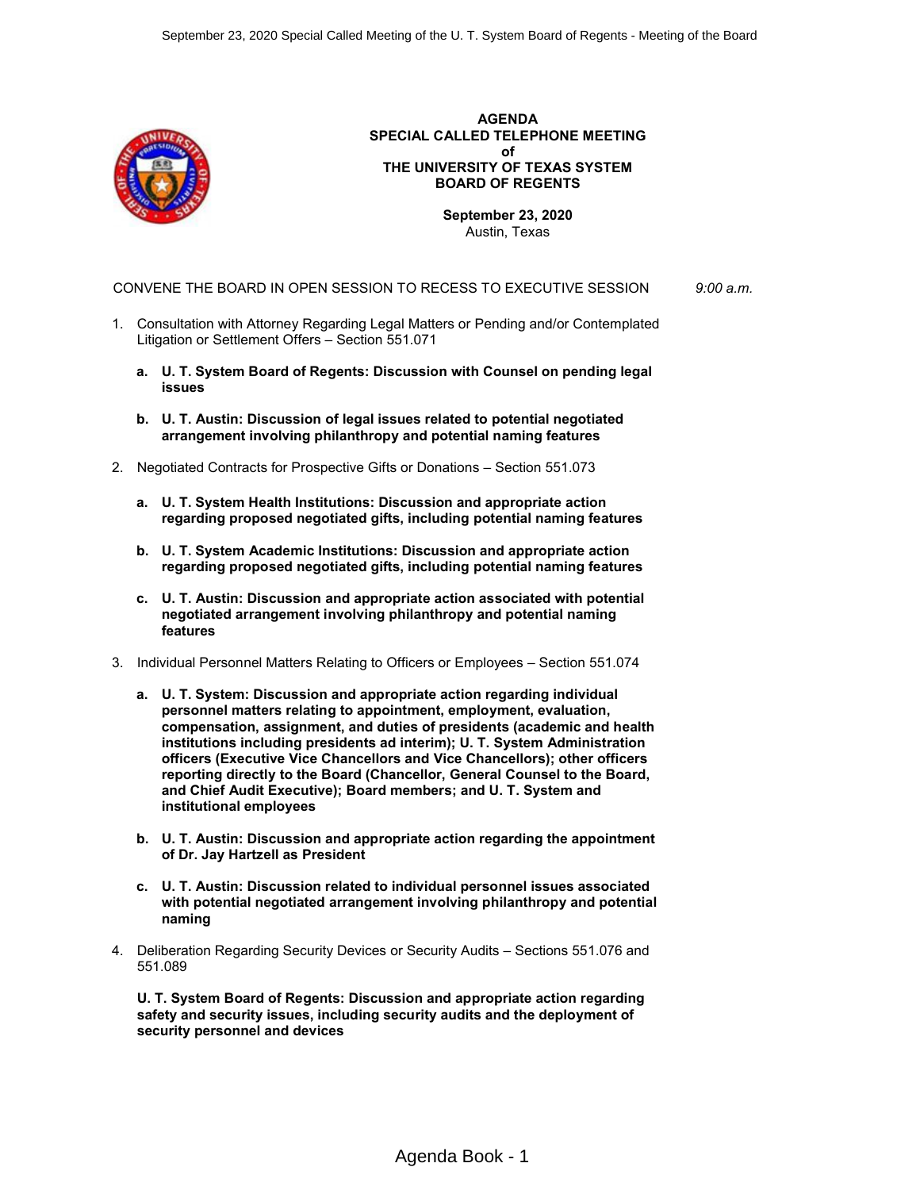# AGENDA
## SPECIAL CALLED TELEPHONE MEETING
## of
## THE UNIVERSITY OF TEXAS SYSTEM
## BOARD OF REGENTS

**September 23, 2020**
Austin, Texas

CONVENE THE BOARD IN OPEN SESSION TO RECESS TO EXECUTIVE SESSION *9:00 a.m.*

1. Consultation with Attorney Regarding Legal Matters or Pending and/or Contemplated Litigation or Settlement Offers – Section 551.071

   a. **U. T. System Board of Regents: Discussion with Counsel on pending legal issues**

   b. **U. T. Austin: Discussion of legal issues related to potential negotiated arrangement involving philanthropy and potential naming features**

2. Negotiated Contracts for Prospective Gifts or Donations – Section 551.073

   a. **U. T. System Health Institutions: Discussion and appropriate action regarding proposed negotiated gifts, including potential naming features**

   b. **U. T. System Academic Institutions: Discussion and appropriate action regarding proposed negotiated gifts, including potential naming features**

   c. **U. T. Austin: Discussion and appropriate action associated with potential negotiated arrangement involving philanthropy and potential naming features**

3. Individual Personnel Matters Relating to Officers or Employees – Section 551.074

   a. **U. T. System: Discussion and appropriate action regarding individual personnel matters relating to appointment, employment, evaluation, compensation, assignment, and duties of presidents (academic and health institutions including presidents ad interim); U. T. System Administration officers (Executive Vice Chancellors and Vice Chancellors); other officers reporting directly to the Board (Chancellor, General Counsel to the Board, and Chief Audit Executive); Board members; and U. T. System and institutional employees**

   b. **U. T. Austin: Discussion and appropriate action regarding the appointment of Dr. Jay Hartzell as President**

   c. **U. T. Austin: Discussion related to individual personnel issues associated with potential negotiated arrangement involving philanthropy and potential naming**

4. Deliberation Regarding Security Devices or Security Audits – Sections 551.076 and 551.089

   **U. T. System Board of Regents: Discussion and appropriate action regarding safety and security issues, including security audits and the deployment of security personnel and devices**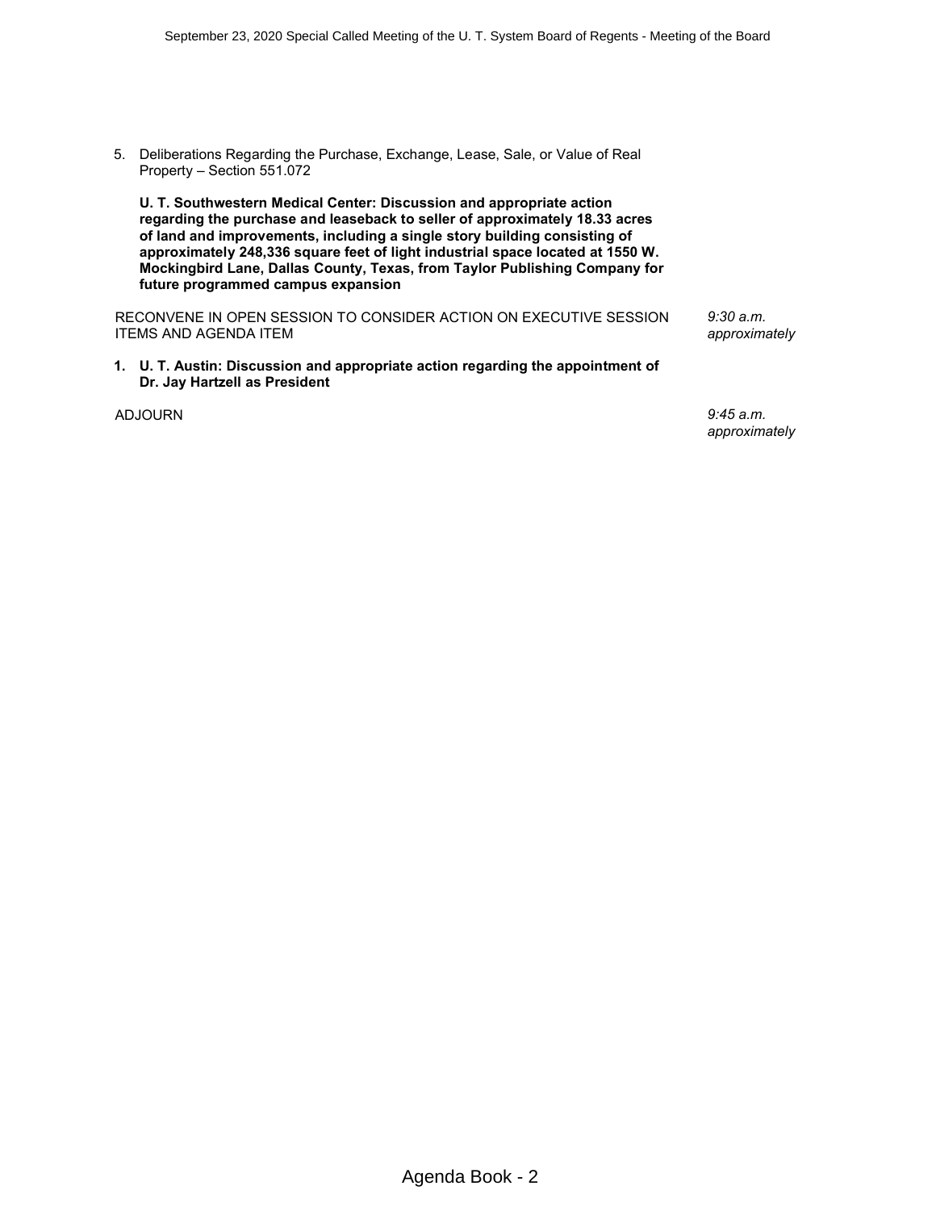5. Deliberations Regarding the Purchase, Exchange, Lease, Sale, or Value of Real Property – Section 551.072

   **U. T. Southwestern Medical Center: Discussion and appropriate action regarding the purchase and leaseback to seller of approximately 18.33 acres of land and improvements, including a single story building consisting of approximately 248,336 square feet of light industrial space located at 1550 W. Mockingbird Lane, Dallas County, Texas, from Taylor Publishing Company for future programmed campus expansion**

RECONVENE IN OPEN SESSION TO CONSIDER ACTION ON EXECUTIVE SESSION ITEMS AND AGENDA ITEM — *9:30 a.m. approximately*

**1. U. T. Austin: Discussion and appropriate action regarding the appointment of Dr. Jay Hartzell as President**

ADJOURN — *9:45 a.m. approximately*